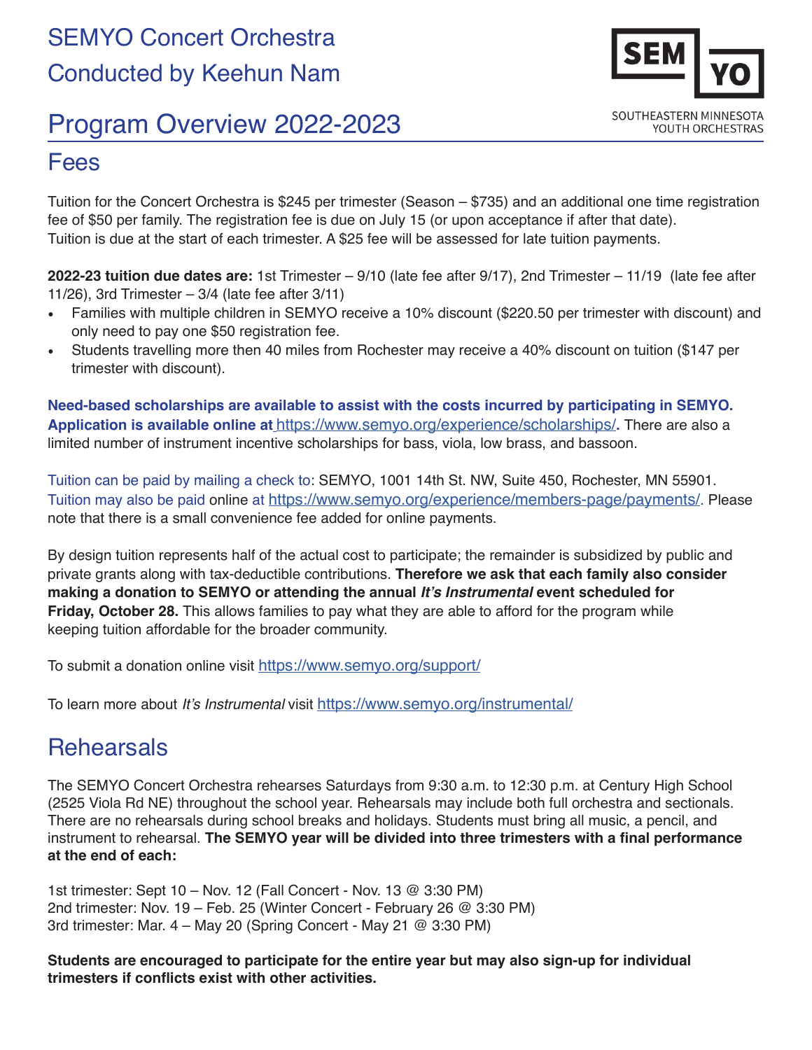# SEMYO Concert Orchestra

# Conducted by Keehun Nam

SEM YO

SOUTHEASTERN MINNESOTA YOUTH ORCHESTRAS

# Program Overview 2022-2023

## Fees

Tuition for the Concert Orchestra is $245 per trimester (Season – $735) and an additional one time registration fee of $50 per family. The registration fee is due on July 15 (or upon acceptance if after that date). Tuition is due at the start of each trimester. A $25 fee will be assessed for late tuition payments.

**2022-23 tuition due dates are:** 1st Trimester – 9/10 (late fee after 9/17), 2nd Trimester – 11/19 (late fee after 11/26), 3rd Trimester – 3/4 (late fee after 3/11)

- Families with multiple children in SEMYO receive a 10% discount ($220.50 per trimester with discount) and only need to pay one $50 registration fee.
- Students travelling more then 40 miles from Rochester may receive a 40% discount on tuition ($147 per trimester with discount).

**Need-based scholarships are available to assist with the costs incurred by participating in SEMYO. Application is available online at** https://www.semyo.org/experience/scholarships/**.** There are also a limited number of instrument incentive scholarships for bass, viola, low brass, and bassoon.

Tuition can be paid by mailing a check to: SEMYO, 1001 14th St. NW, Suite 450, Rochester, MN 55901. Tuition may also be paid online at https://www.semyo.org/experience/members-page/payments/. Please note that there is a small convenience fee added for online payments.

By design tuition represents half of the actual cost to participate; the remainder is subsidized by public and private grants along with tax-deductible contributions. **Therefore we ask that each family also consider making a donation to SEMYO or attending the annual *It's Instrumental* event scheduled for Friday, October 28.** This allows families to pay what they are able to afford for the program while keeping tuition affordable for the broader community.

To submit a donation online visit https://www.semyo.org/support/

To learn more about *It's Instrumental* visit https://www.semyo.org/instrumental/

## Rehearsals

The SEMYO Concert Orchestra rehearses Saturdays from 9:30 a.m. to 12:30 p.m. at Century High School (2525 Viola Rd NE) throughout the school year. Rehearsals may include both full orchestra and sectionals. There are no rehearsals during school breaks and holidays. Students must bring all music, a pencil, and instrument to rehearsal. **The SEMYO year will be divided into three trimesters with a final performance at the end of each:**

1st trimester: Sept 10 – Nov. 12 (Fall Concert - Nov. 13 @ 3:30 PM)
2nd trimester: Nov. 19 – Feb. 25 (Winter Concert - February 26 @ 3:30 PM)
3rd trimester: Mar. 4 – May 20 (Spring Concert - May 21 @ 3:30 PM)

**Students are encouraged to participate for the entire year but may also sign-up for individual trimesters if conflicts exist with other activities.**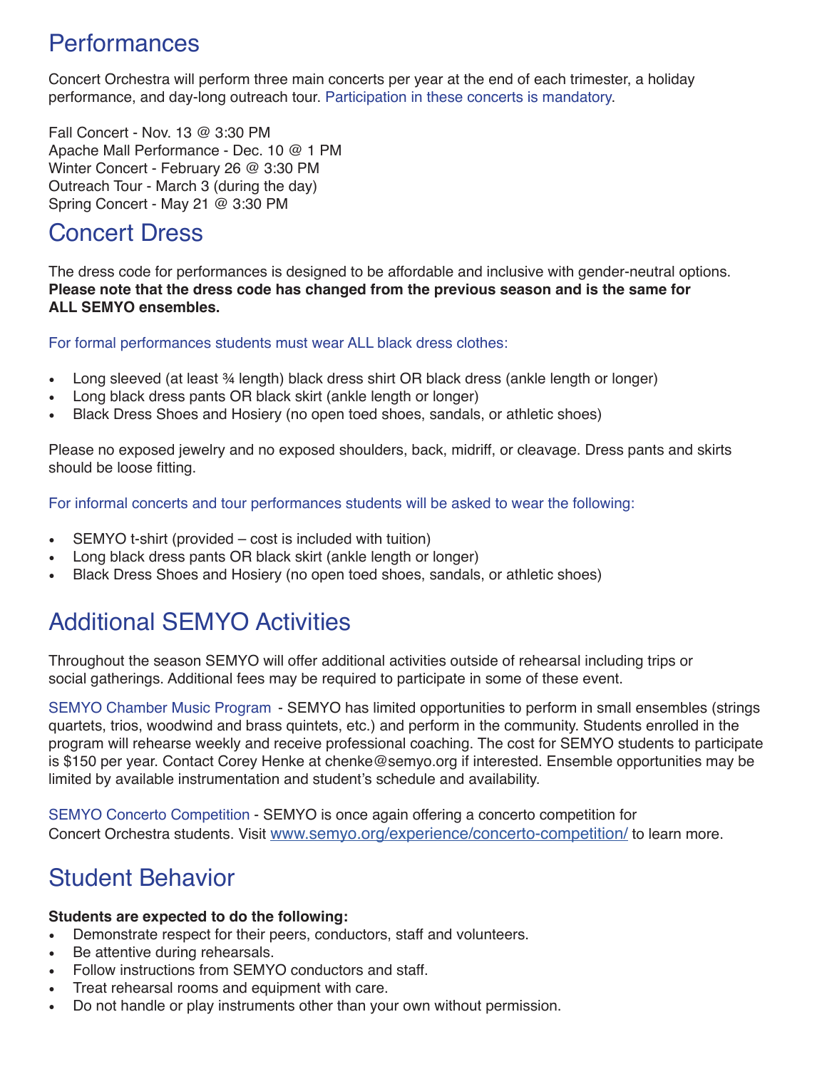## Performances

Concert Orchestra will perform three main concerts per year at the end of each trimester, a holiday performance, and day-long outreach tour. Participation in these concerts is mandatory.

Fall Concert - Nov. 13 @ 3:30 PM
Apache Mall Performance - Dec. 10 @ 1 PM
Winter Concert - February 26 @ 3:30 PM
Outreach Tour - March 3 (during the day)
Spring Concert - May 21 @ 3:30 PM

## Concert Dress

The dress code for performances is designed to be affordable and inclusive with gender-neutral options. **Please note that the dress code has changed from the previous season and is the same for ALL SEMYO ensembles.**

For formal performances students must wear ALL black dress clothes:

- Long sleeved (at least ¾ length) black dress shirt OR black dress (ankle length or longer)
- Long black dress pants OR black skirt (ankle length or longer)
- Black Dress Shoes and Hosiery (no open toed shoes, sandals, or athletic shoes)

Please no exposed jewelry and no exposed shoulders, back, midriff, or cleavage. Dress pants and skirts should be loose fitting.

For informal concerts and tour performances students will be asked to wear the following:

- SEMYO t-shirt (provided – cost is included with tuition)
- Long black dress pants OR black skirt (ankle length or longer)
- Black Dress Shoes and Hosiery (no open toed shoes, sandals, or athletic shoes)

## Additional SEMYO Activities

Throughout the season SEMYO will offer additional activities outside of rehearsal including trips or social gatherings. Additional fees may be required to participate in some of these event.

SEMYO Chamber Music Program - SEMYO has limited opportunities to perform in small ensembles (strings quartets, trios, woodwind and brass quintets, etc.) and perform in the community. Students enrolled in the program will rehearse weekly and receive professional coaching. The cost for SEMYO students to participate is $150 per year. Contact Corey Henke at chenke@semyo.org if interested. Ensemble opportunities may be limited by available instrumentation and student's schedule and availability.

SEMYO Concerto Competition - SEMYO is once again offering a concerto competition for Concert Orchestra students. Visit www.semyo.org/experience/concerto-competition/ to learn more.

## Student Behavior

**Students are expected to do the following:**

- Demonstrate respect for their peers, conductors, staff and volunteers.
- Be attentive during rehearsals.
- Follow instructions from SEMYO conductors and staff.
- Treat rehearsal rooms and equipment with care.
- Do not handle or play instruments other than your own without permission.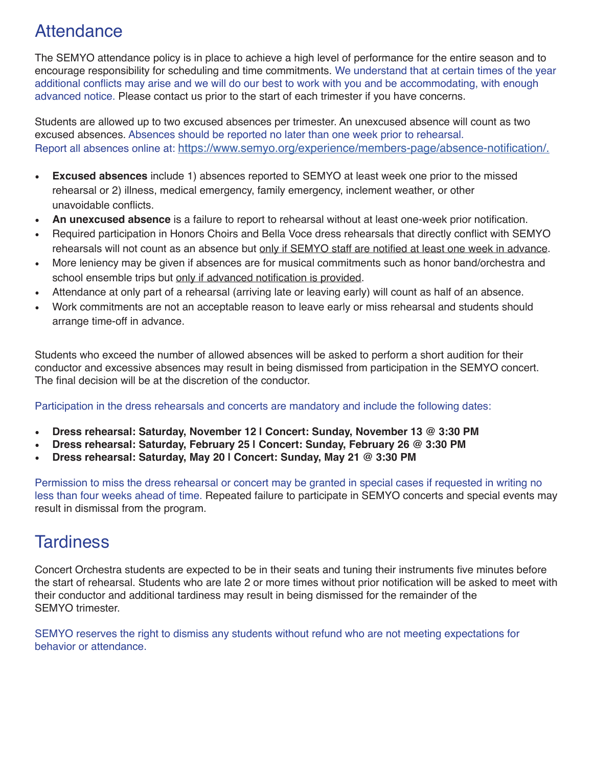## Attendance

The SEMYO attendance policy is in place to achieve a high level of performance for the entire season and to encourage responsibility for scheduling and time commitments. We understand that at certain times of the year additional conflicts may arise and we will do our best to work with you and be accommodating, with enough advanced notice. Please contact us prior to the start of each trimester if you have concerns.

Students are allowed up to two excused absences per trimester. An unexcused absence will count as two excused absences. Absences should be reported no later than one week prior to rehearsal. Report all absences online at: https://www.semyo.org/experience/members-page/absence-notification/.

- **Excused absences** include 1) absences reported to SEMYO at least week one prior to the missed rehearsal or 2) illness, medical emergency, family emergency, inclement weather, or other unavoidable conflicts.
- **An unexcused absence** is a failure to report to rehearsal without at least one-week prior notification.
- Required participation in Honors Choirs and Bella Voce dress rehearsals that directly conflict with SEMYO rehearsals will not count as an absence but only if SEMYO staff are notified at least one week in advance.
- More leniency may be given if absences are for musical commitments such as honor band/orchestra and school ensemble trips but only if advanced notification is provided.
- Attendance at only part of a rehearsal (arriving late or leaving early) will count as half of an absence.
- Work commitments are not an acceptable reason to leave early or miss rehearsal and students should arrange time-off in advance.

Students who exceed the number of allowed absences will be asked to perform a short audition for their conductor and excessive absences may result in being dismissed from participation in the SEMYO concert. The final decision will be at the discretion of the conductor.

Participation in the dress rehearsals and concerts are mandatory and include the following dates:

- **Dress rehearsal: Saturday, November 12 | Concert: Sunday, November 13 @ 3:30 PM**
- **Dress rehearsal: Saturday, February 25 | Concert: Sunday, February 26 @ 3:30 PM**
- **Dress rehearsal: Saturday, May 20 | Concert: Sunday, May 21 @ 3:30 PM**

Permission to miss the dress rehearsal or concert may be granted in special cases if requested in writing no less than four weeks ahead of time. Repeated failure to participate in SEMYO concerts and special events may result in dismissal from the program.

## Tardiness

Concert Orchestra students are expected to be in their seats and tuning their instruments five minutes before the start of rehearsal. Students who are late 2 or more times without prior notification will be asked to meet with their conductor and additional tardiness may result in being dismissed for the remainder of the SEMYO trimester.

SEMYO reserves the right to dismiss any students without refund who are not meeting expectations for behavior or attendance.